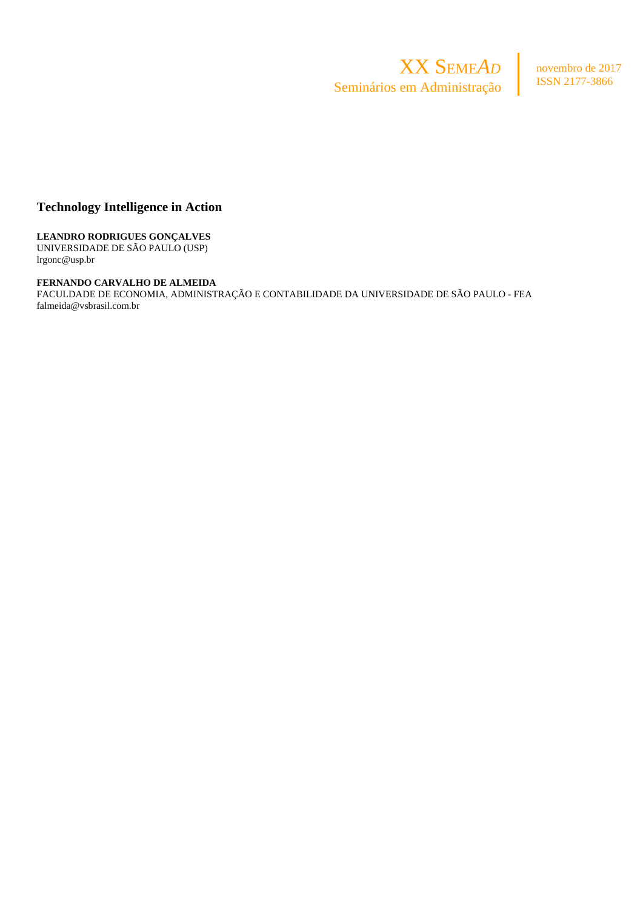# Technology Intelligence in Action

**LEANDRO RODRIGUES GONÇALVES**
UNIVERSIDADE DE SÃO PAULO (USP)
lrgonc@usp.br

**FERNANDO CARVALHO DE ALMEIDA**
FACULDADE DE ECONOMIA, ADMINISTRAÇÃO E CONTABILIDADE DA UNIVERSIDADE DE SÃO PAULO - FEA
falmeida@vsbrasil.com.br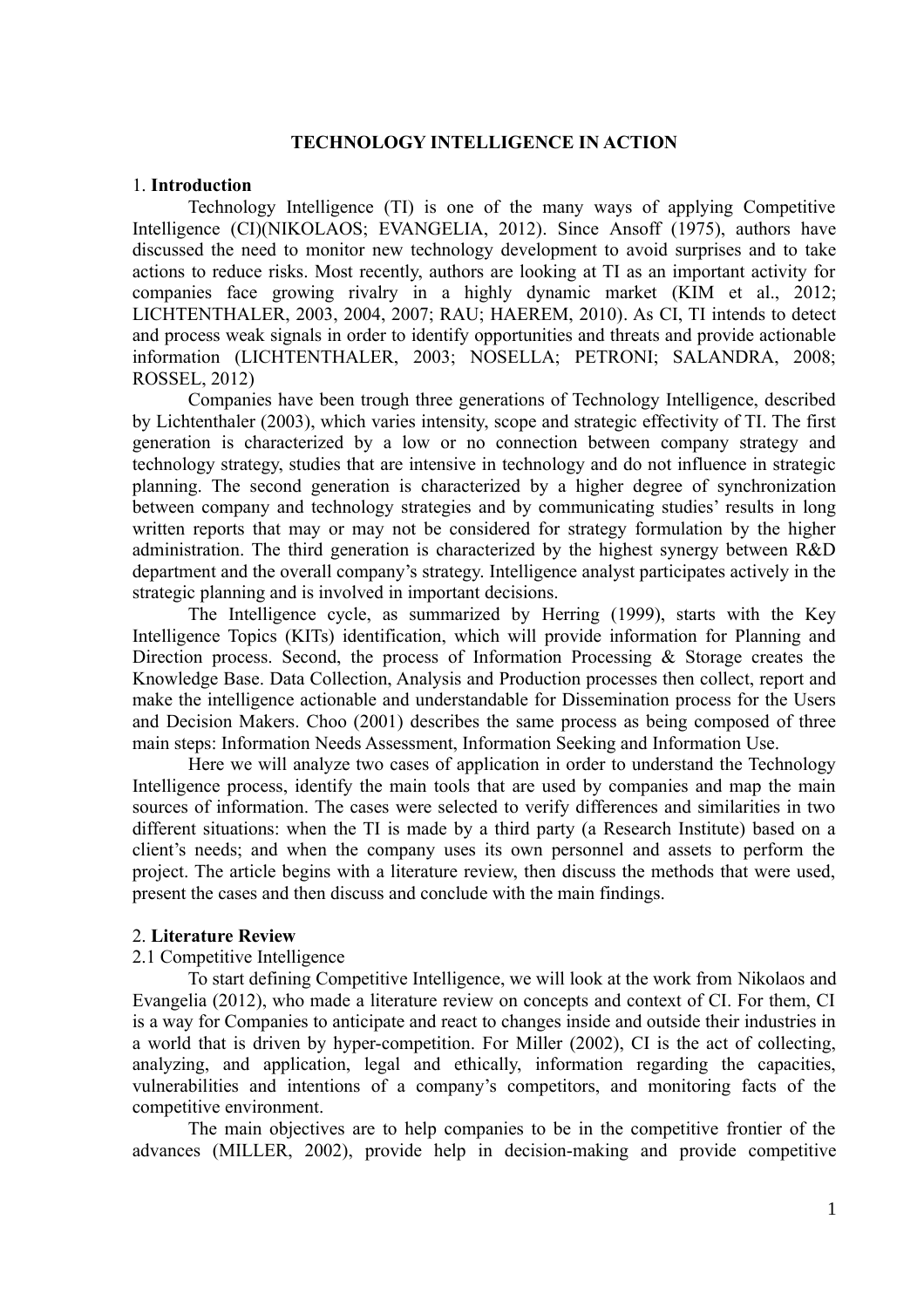**TECHNOLOGY INTELLIGENCE IN ACTION**

## 1. Introduction

Technology Intelligence (TI) is one of the many ways of applying Competitive Intelligence (CI)(NIKOLAOS; EVANGELIA, 2012). Since Ansoff (1975), authors have discussed the need to monitor new technology development to avoid surprises and to take actions to reduce risks. Most recently, authors are looking at TI as an important activity for companies face growing rivalry in a highly dynamic market (KIM et al., 2012; LICHTENTHALER, 2003, 2004, 2007; RAU; HAEREM, 2010). As CI, TI intends to detect and process weak signals in order to identify opportunities and threats and provide actionable information (LICHTENTHALER, 2003; NOSELLA; PETRONI; SALANDRA, 2008; ROSSEL, 2012)

Companies have been trough three generations of Technology Intelligence, described by Lichtenthaler (2003), which varies intensity, scope and strategic effectivity of TI. The first generation is characterized by a low or no connection between company strategy and technology strategy, studies that are intensive in technology and do not influence in strategic planning. The second generation is characterized by a higher degree of synchronization between company and technology strategies and by communicating studies' results in long written reports that may or may not be considered for strategy formulation by the higher administration. The third generation is characterized by the highest synergy between R&D department and the overall company's strategy. Intelligence analyst participates actively in the strategic planning and is involved in important decisions.

The Intelligence cycle, as summarized by Herring (1999), starts with the Key Intelligence Topics (KITs) identification, which will provide information for Planning and Direction process. Second, the process of Information Processing & Storage creates the Knowledge Base. Data Collection, Analysis and Production processes then collect, report and make the intelligence actionable and understandable for Dissemination process for the Users and Decision Makers. Choo (2001) describes the same process as being composed of three main steps: Information Needs Assessment, Information Seeking and Information Use.

Here we will analyze two cases of application in order to understand the Technology Intelligence process, identify the main tools that are used by companies and map the main sources of information. The cases were selected to verify differences and similarities in two different situations: when the TI is made by a third party (a Research Institute) based on a client's needs; and when the company uses its own personnel and assets to perform the project. The article begins with a literature review, then discuss the methods that were used, present the cases and then discuss and conclude with the main findings.

## 2. Literature Review

### 2.1 Competitive Intelligence

To start defining Competitive Intelligence, we will look at the work from Nikolaos and Evangelia (2012), who made a literature review on concepts and context of CI. For them, CI is a way for Companies to anticipate and react to changes inside and outside their industries in a world that is driven by hyper-competition. For Miller (2002), CI is the act of collecting, analyzing, and application, legal and ethically, information regarding the capacities, vulnerabilities and intentions of a company's competitors, and monitoring facts of the competitive environment.

The main objectives are to help companies to be in the competitive frontier of the advances (MILLER, 2002), provide help in decision-making and provide competitive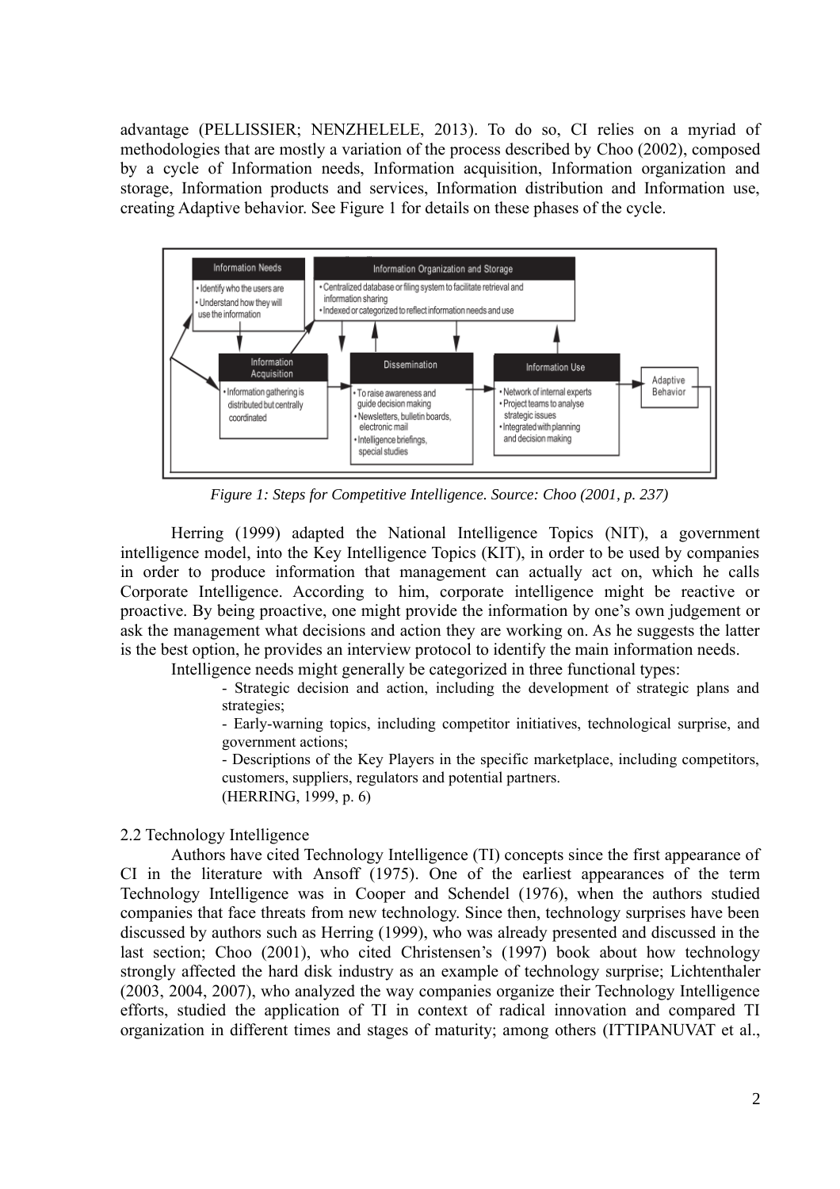advantage (PELLISSIER; NENZHELELE, 2013). To do so, CI relies on a myriad of methodologies that are mostly a variation of the process described by Choo (2002), composed by a cycle of Information needs, Information acquisition, Information organization and storage, Information products and services, Information distribution and Information use, creating Adaptive behavior. See Figure 1 for details on these phases of the cycle.

*Figure 1: Steps for Competitive Intelligence. Source: Choo (2001, p. 237)*

Herring (1999) adapted the National Intelligence Topics (NIT), a government intelligence model, into the Key Intelligence Topics (KIT), in order to be used by companies in order to produce information that management can actually act on, which he calls Corporate Intelligence. According to him, corporate intelligence might be reactive or proactive. By being proactive, one might provide the information by one's own judgement or ask the management what decisions and action they are working on. As he suggests the latter is the best option, he provides an interview protocol to identify the main information needs.

Intelligence needs might generally be categorized in three functional types:

> - Strategic decision and action, including the development of strategic plans and strategies;
> - Early-warning topics, including competitor initiatives, technological surprise, and government actions;
> - Descriptions of the Key Players in the specific marketplace, including competitors, customers, suppliers, regulators and potential partners.
> (HERRING, 1999, p. 6)

## 2.2 Technology Intelligence

Authors have cited Technology Intelligence (TI) concepts since the first appearance of CI in the literature with Ansoff (1975). One of the earliest appearances of the term Technology Intelligence was in Cooper and Schendel (1976), when the authors studied companies that face threats from new technology. Since then, technology surprises have been discussed by authors such as Herring (1999), who was already presented and discussed in the last section; Choo (2001), who cited Christensen's (1997) book about how technology strongly affected the hard disk industry as an example of technology surprise; Lichtenthaler (2003, 2004, 2007), who analyzed the way companies organize their Technology Intelligence efforts, studied the application of TI in context of radical innovation and compared TI organization in different times and stages of maturity; among others (ITTIPANUVAT et al.,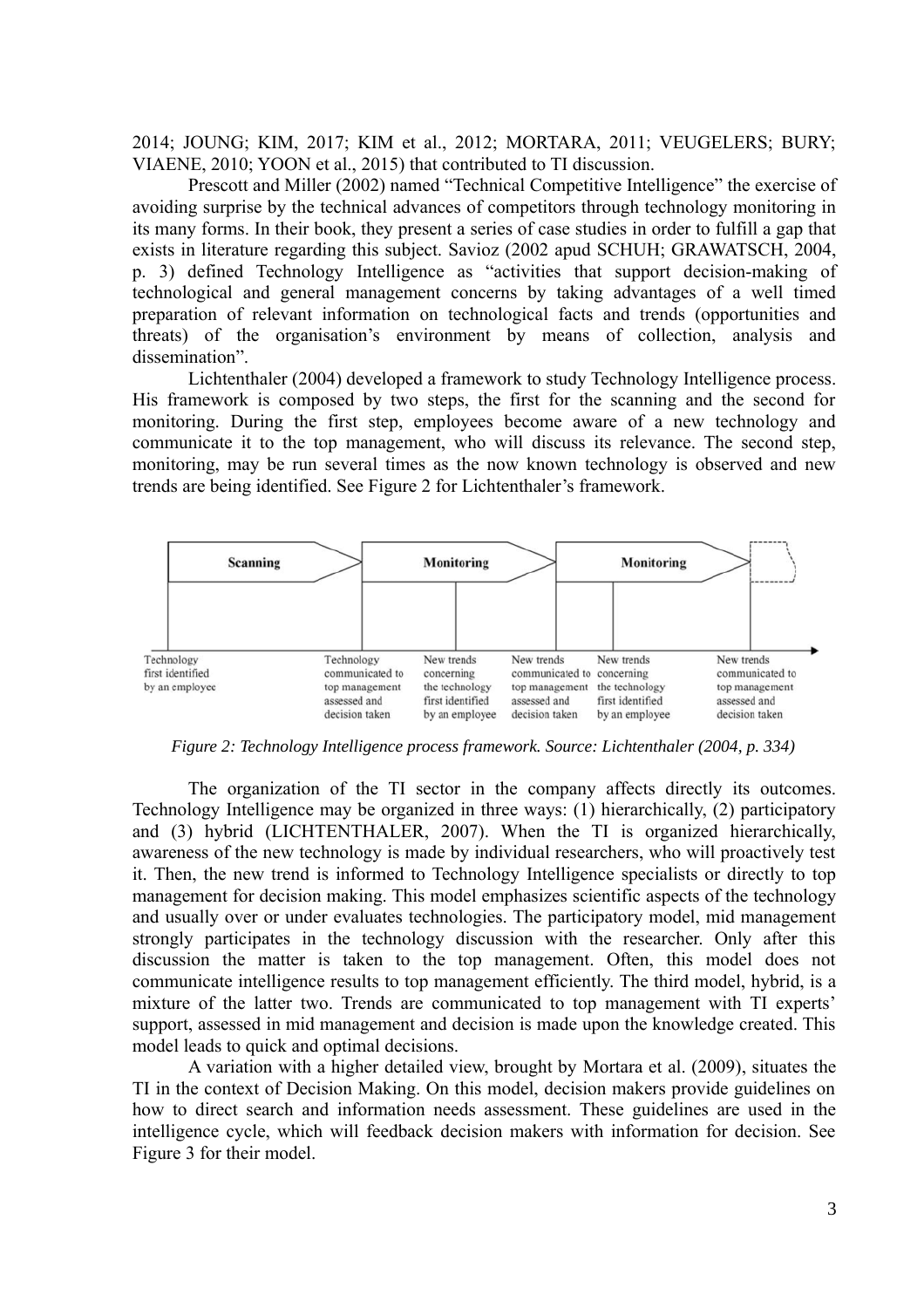2014; JOUNG; KIM, 2017; KIM et al., 2012; MORTARA, 2011; VEUGELERS; BURY; VIAENE, 2010; YOON et al., 2015) that contributed to TI discussion.

Prescott and Miller (2002) named "Technical Competitive Intelligence" the exercise of avoiding surprise by the technical advances of competitors through technology monitoring in its many forms. In their book, they present a series of case studies in order to fulfill a gap that exists in literature regarding this subject. Savioz (2002 apud SCHUH; GRAWATSCH, 2004, p. 3) defined Technology Intelligence as "activities that support decision-making of technological and general management concerns by taking advantages of a well timed preparation of relevant information on technological facts and trends (opportunities and threats) of the organisation's environment by means of collection, analysis and dissemination".

Lichtenthaler (2004) developed a framework to study Technology Intelligence process. His framework is composed by two steps, the first for the scanning and the second for monitoring. During the first step, employees become aware of a new technology and communicate it to the top management, who will discuss its relevance. The second step, monitoring, may be run several times as the now known technology is observed and new trends are being identified. See Figure 2 for Lichtenthaler's framework.

*Figure 2: Technology Intelligence process framework. Source: Lichtenthaler (2004, p. 334)*

The organization of the TI sector in the company affects directly its outcomes. Technology Intelligence may be organized in three ways: (1) hierarchically, (2) participatory and (3) hybrid (LICHTENTHALER, 2007). When the TI is organized hierarchically, awareness of the new technology is made by individual researchers, who will proactively test it. Then, the new trend is informed to Technology Intelligence specialists or directly to top management for decision making. This model emphasizes scientific aspects of the technology and usually over or under evaluates technologies. The participatory model, mid management strongly participates in the technology discussion with the researcher. Only after this discussion the matter is taken to the top management. Often, this model does not communicate intelligence results to top management efficiently. The third model, hybrid, is a mixture of the latter two. Trends are communicated to top management with TI experts' support, assessed in mid management and decision is made upon the knowledge created. This model leads to quick and optimal decisions.

A variation with a higher detailed view, brought by Mortara et al. (2009), situates the TI in the context of Decision Making. On this model, decision makers provide guidelines on how to direct search and information needs assessment. These guidelines are used in the intelligence cycle, which will feedback decision makers with information for decision. See Figure 3 for their model.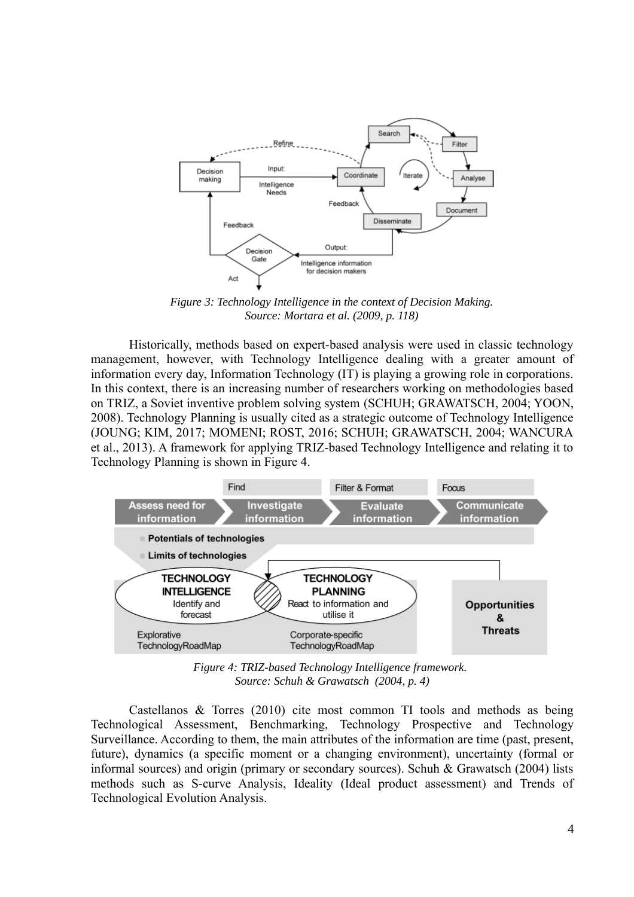*Figure 3: Technology Intelligence in the context of Decision Making.*
*Source: Mortara et al. (2009, p. 118)*

Historically, methods based on expert-based analysis were used in classic technology management, however, with Technology Intelligence dealing with a greater amount of information every day, Information Technology (IT) is playing a growing role in corporations. In this context, there is an increasing number of researchers working on methodologies based on TRIZ, a Soviet inventive problem solving system (SCHUH; GRAWATSCH, 2004; YOON, 2008). Technology Planning is usually cited as a strategic outcome of Technology Intelligence (JOUNG; KIM, 2017; MOMENI; ROST, 2016; SCHUH; GRAWATSCH, 2004; WANCURA et al., 2013). A framework for applying TRIZ-based Technology Intelligence and relating it to Technology Planning is shown in Figure 4.

*Figure 4: TRIZ-based Technology Intelligence framework.*
*Source: Schuh & Grawatsch (2004, p. 4)*

Castellanos & Torres (2010) cite most common TI tools and methods as being Technological Assessment, Benchmarking, Technology Prospective and Technology Surveillance. According to them, the main attributes of the information are time (past, present, future), dynamics (a specific moment or a changing environment), uncertainty (formal or informal sources) and origin (primary or secondary sources). Schuh & Grawatsch (2004) lists methods such as S-curve Analysis, Ideality (Ideal product assessment) and Trends of Technological Evolution Analysis.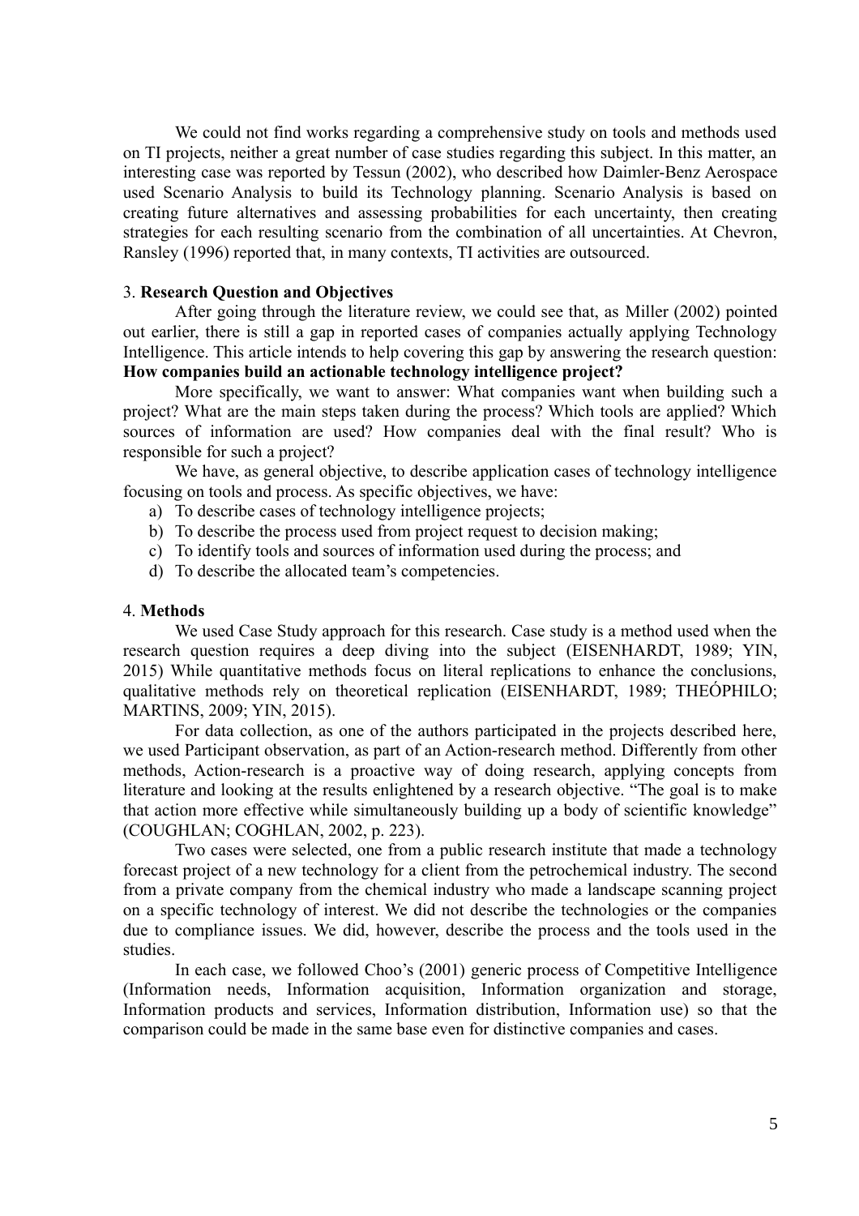We could not find works regarding a comprehensive study on tools and methods used on TI projects, neither a great number of case studies regarding this subject. In this matter, an interesting case was reported by Tessun (2002), who described how Daimler-Benz Aerospace used Scenario Analysis to build its Technology planning. Scenario Analysis is based on creating future alternatives and assessing probabilities for each uncertainty, then creating strategies for each resulting scenario from the combination of all uncertainties. At Chevron, Ransley (1996) reported that, in many contexts, TI activities are outsourced.

## 3. **Research Question and Objectives**

After going through the literature review, we could see that, as Miller (2002) pointed out earlier, there is still a gap in reported cases of companies actually applying Technology Intelligence. This article intends to help covering this gap by answering the research question: **How companies build an actionable technology intelligence project?**

More specifically, we want to answer: What companies want when building such a project? What are the main steps taken during the process? Which tools are applied? Which sources of information are used? How companies deal with the final result? Who is responsible for such a project?

We have, as general objective, to describe application cases of technology intelligence focusing on tools and process. As specific objectives, we have:

a) To describe cases of technology intelligence projects;
b) To describe the process used from project request to decision making;
c) To identify tools and sources of information used during the process; and
d) To describe the allocated team's competencies.

## 4. **Methods**

We used Case Study approach for this research. Case study is a method used when the research question requires a deep diving into the subject (EISENHARDT, 1989; YIN, 2015) While quantitative methods focus on literal replications to enhance the conclusions, qualitative methods rely on theoretical replication (EISENHARDT, 1989; THEÓPHILO; MARTINS, 2009; YIN, 2015).

For data collection, as one of the authors participated in the projects described here, we used Participant observation, as part of an Action-research method. Differently from other methods, Action-research is a proactive way of doing research, applying concepts from literature and looking at the results enlightened by a research objective. "The goal is to make that action more effective while simultaneously building up a body of scientific knowledge" (COUGHLAN; COGHLAN, 2002, p. 223).

Two cases were selected, one from a public research institute that made a technology forecast project of a new technology for a client from the petrochemical industry. The second from a private company from the chemical industry who made a landscape scanning project on a specific technology of interest. We did not describe the technologies or the companies due to compliance issues. We did, however, describe the process and the tools used in the studies.

In each case, we followed Choo's (2001) generic process of Competitive Intelligence (Information needs, Information acquisition, Information organization and storage, Information products and services, Information distribution, Information use) so that the comparison could be made in the same base even for distinctive companies and cases.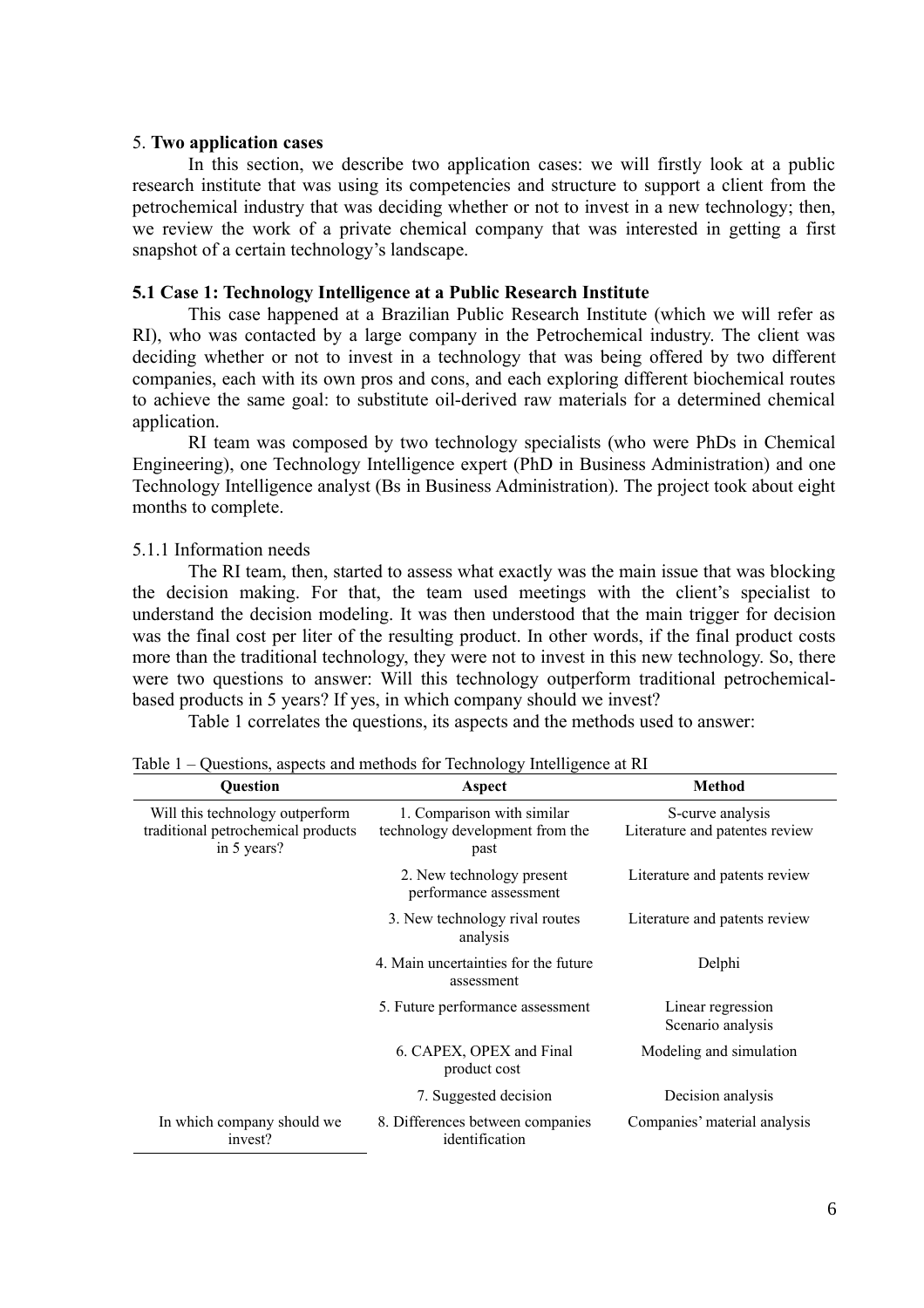## 5. **Two application cases**

In this section, we describe two application cases: we will firstly look at a public research institute that was using its competencies and structure to support a client from the petrochemical industry that was deciding whether or not to invest in a new technology; then, we review the work of a private chemical company that was interested in getting a first snapshot of a certain technology's landscape.

### 5.1 Case 1: Technology Intelligence at a Public Research Institute

This case happened at a Brazilian Public Research Institute (which we will refer as RI), who was contacted by a large company in the Petrochemical industry. The client was deciding whether or not to invest in a technology that was being offered by two different companies, each with its own pros and cons, and each exploring different biochemical routes to achieve the same goal: to substitute oil-derived raw materials for a determined chemical application.

RI team was composed by two technology specialists (who were PhDs in Chemical Engineering), one Technology Intelligence expert (PhD in Business Administration) and one Technology Intelligence analyst (Bs in Business Administration). The project took about eight months to complete.

#### 5.1.1 Information needs

The RI team, then, started to assess what exactly was the main issue that was blocking the decision making. For that, the team used meetings with the client's specialist to understand the decision modeling. It was then understood that the main trigger for decision was the final cost per liter of the resulting product. In other words, if the final product costs more than the traditional technology, they were not to invest in this new technology. So, there were two questions to answer: Will this technology outperform traditional petrochemical-based products in 5 years? If yes, in which company should we invest?

Table 1 correlates the questions, its aspects and the methods used to answer:

Table 1 – Questions, aspects and methods for Technology Intelligence at RI

| Question | Aspect | Method |
|---|---|---|
| Will this technology outperform traditional petrochemical products in 5 years? | 1. Comparison with similar technology development from the past | S-curve analysis<br>Literature and patentes review |
| | 2. New technology present performance assessment | Literature and patents review |
| | 3. New technology rival routes analysis | Literature and patents review |
| | 4. Main uncertainties for the future assessment | Delphi |
| | 5. Future performance assessment | Linear regression<br>Scenario analysis |
| | 6. CAPEX, OPEX and Final product cost | Modeling and simulation |
| | 7. Suggested decision | Decision analysis |
| In which company should we invest? | 8. Differences between companies identification | Companies' material analysis |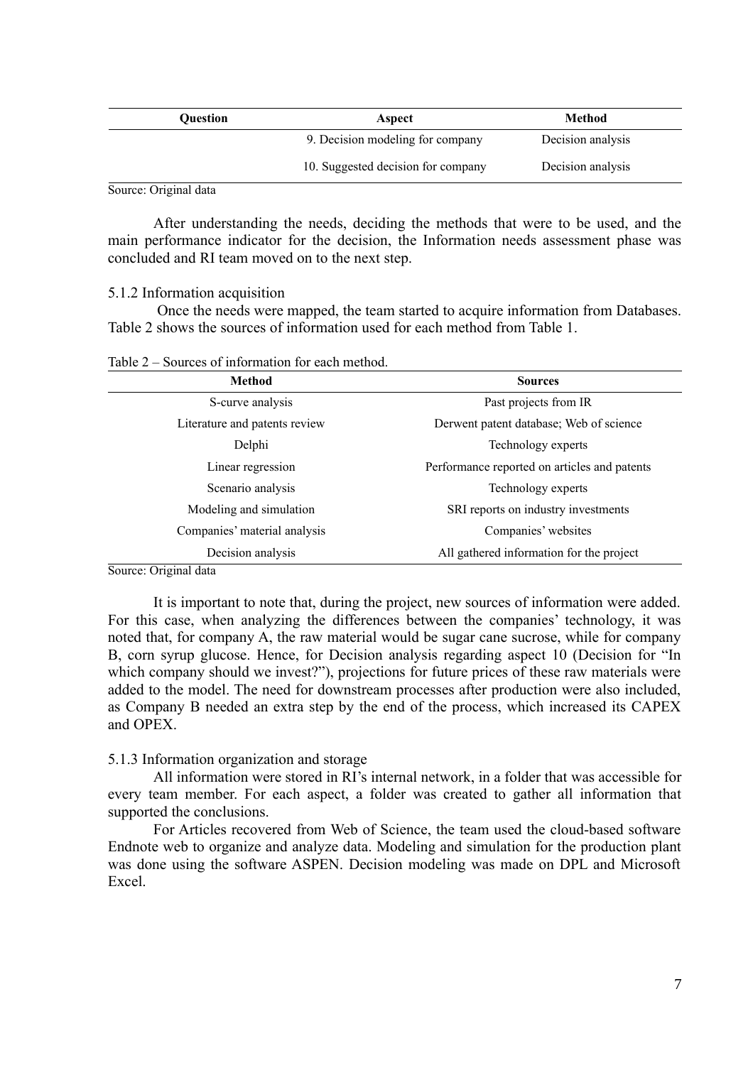| Question | Aspect | Method |
|---|---|---|
| | 9. Decision modeling for company | Decision analysis |
| | 10. Suggested decision for company | Decision analysis |

Source: Original data

After understanding the needs, deciding the methods that were to be used, and the main performance indicator for the decision, the Information needs assessment phase was concluded and RI team moved on to the next step.

### 5.1.2 Information acquisition

Once the needs were mapped, the team started to acquire information from Databases. Table 2 shows the sources of information used for each method from Table 1.

Table 2 – Sources of information for each method.

| Method | Sources |
|---|---|
| S-curve analysis | Past projects from IR |
| Literature and patents review | Derwent patent database; Web of science |
| Delphi | Technology experts |
| Linear regression | Performance reported on articles and patents |
| Scenario analysis | Technology experts |
| Modeling and simulation | SRI reports on industry investments |
| Companies' material analysis | Companies' websites |
| Decision analysis | All gathered information for the project |

Source: Original data

It is important to note that, during the project, new sources of information were added. For this case, when analyzing the differences between the companies' technology, it was noted that, for company A, the raw material would be sugar cane sucrose, while for company B, corn syrup glucose. Hence, for Decision analysis regarding aspect 10 (Decision for "In which company should we invest?"), projections for future prices of these raw materials were added to the model. The need for downstream processes after production were also included, as Company B needed an extra step by the end of the process, which increased its CAPEX and OPEX.

### 5.1.3 Information organization and storage

All information were stored in RI's internal network, in a folder that was accessible for every team member. For each aspect, a folder was created to gather all information that supported the conclusions.

For Articles recovered from Web of Science, the team used the cloud-based software Endnote web to organize and analyze data. Modeling and simulation for the production plant was done using the software ASPEN. Decision modeling was made on DPL and Microsoft Excel.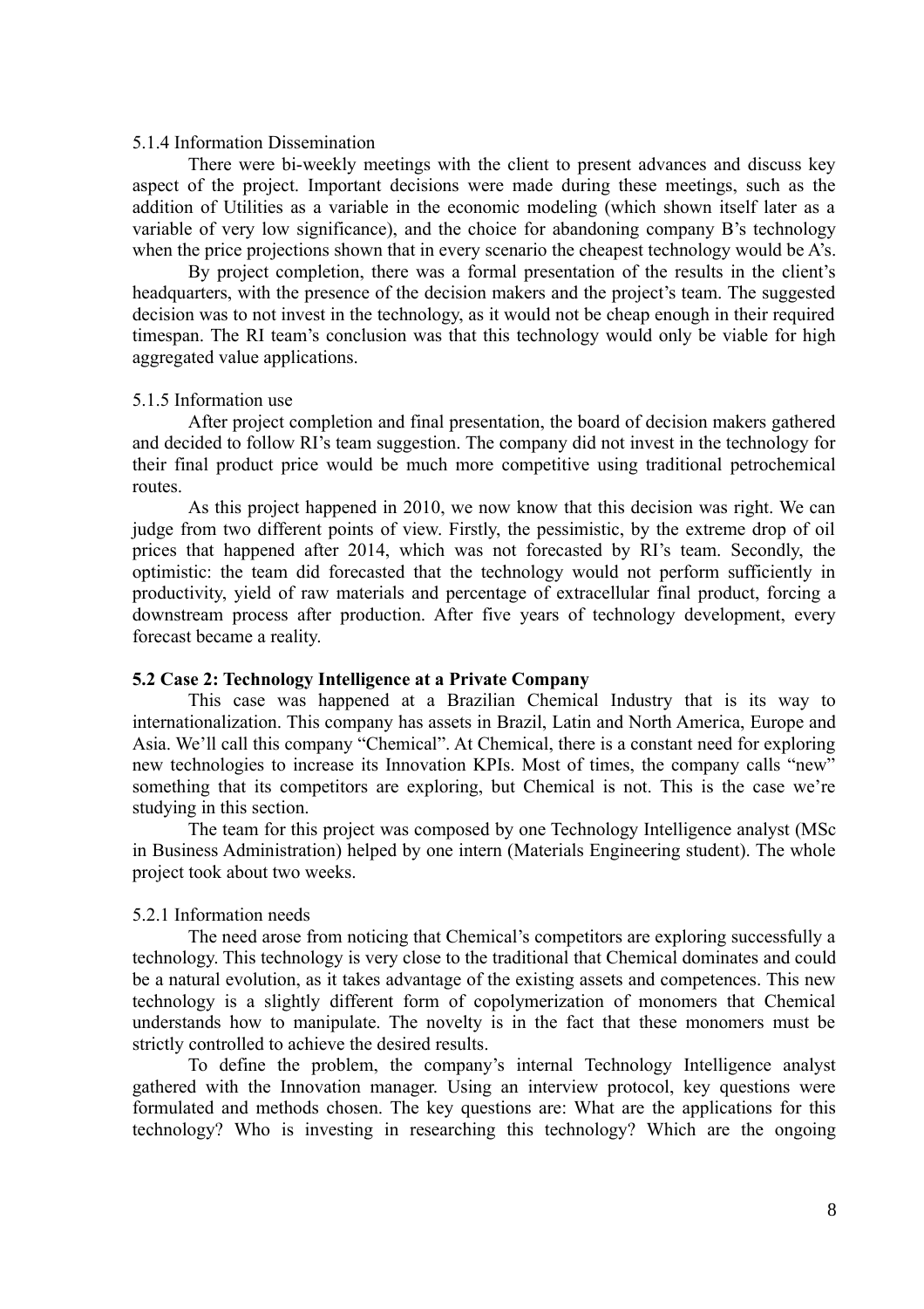5.1.4 Information Dissemination

There were bi-weekly meetings with the client to present advances and discuss key aspect of the project. Important decisions were made during these meetings, such as the addition of Utilities as a variable in the economic modeling (which shown itself later as a variable of very low significance), and the choice for abandoning company B's technology when the price projections shown that in every scenario the cheapest technology would be A's.

By project completion, there was a formal presentation of the results in the client's headquarters, with the presence of the decision makers and the project's team. The suggested decision was to not invest in the technology, as it would not be cheap enough in their required timespan. The RI team's conclusion was that this technology would only be viable for high aggregated value applications.

5.1.5 Information use

After project completion and final presentation, the board of decision makers gathered and decided to follow RI's team suggestion. The company did not invest in the technology for their final product price would be much more competitive using traditional petrochemical routes.

As this project happened in 2010, we now know that this decision was right. We can judge from two different points of view. Firstly, the pessimistic, by the extreme drop of oil prices that happened after 2014, which was not forecasted by RI's team. Secondly, the optimistic: the team did forecasted that the technology would not perform sufficiently in productivity, yield of raw materials and percentage of extracellular final product, forcing a downstream process after production. After five years of technology development, every forecast became a reality.

**5.2 Case 2: Technology Intelligence at a Private Company**

This case was happened at a Brazilian Chemical Industry that is its way to internationalization. This company has assets in Brazil, Latin and North America, Europe and Asia. We'll call this company "Chemical". At Chemical, there is a constant need for exploring new technologies to increase its Innovation KPIs. Most of times, the company calls "new" something that its competitors are exploring, but Chemical is not. This is the case we're studying in this section.

The team for this project was composed by one Technology Intelligence analyst (MSc in Business Administration) helped by one intern (Materials Engineering student). The whole project took about two weeks.

5.2.1 Information needs

The need arose from noticing that Chemical's competitors are exploring successfully a technology. This technology is very close to the traditional that Chemical dominates and could be a natural evolution, as it takes advantage of the existing assets and competences. This new technology is a slightly different form of copolymerization of monomers that Chemical understands how to manipulate. The novelty is in the fact that these monomers must be strictly controlled to achieve the desired results.

To define the problem, the company's internal Technology Intelligence analyst gathered with the Innovation manager. Using an interview protocol, key questions were formulated and methods chosen. The key questions are: What are the applications for this technology? Who is investing in researching this technology? Which are the ongoing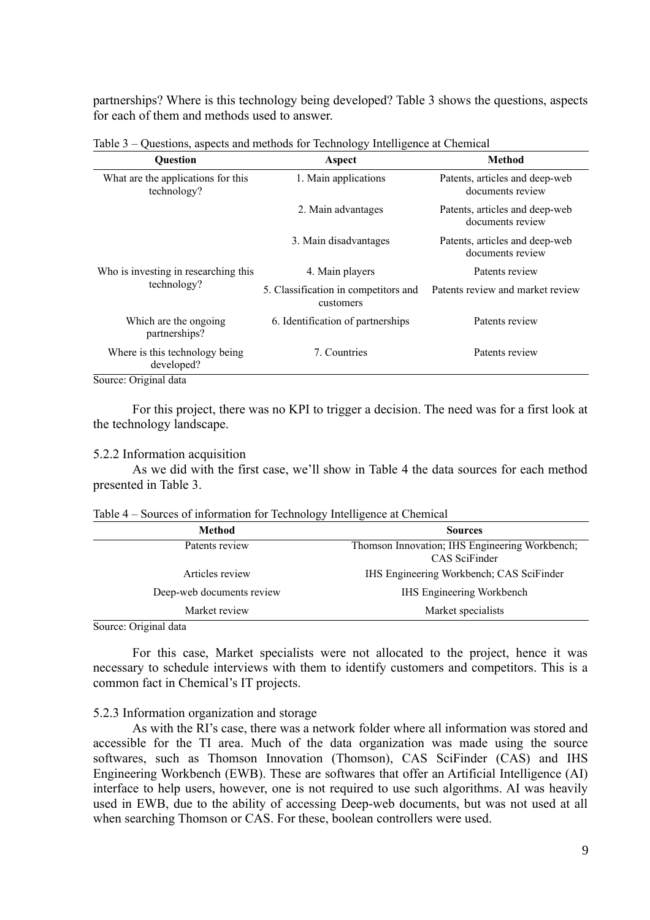partnerships? Where is this technology being developed? Table 3 shows the questions, aspects for each of them and methods used to answer.

Table 3 – Questions, aspects and methods for Technology Intelligence at Chemical

| Question | Aspect | Method |
|---|---|---|
| What are the applications for this technology? | 1. Main applications | Patents, articles and deep-web documents review |
| | 2. Main advantages | Patents, articles and deep-web documents review |
| | 3. Main disadvantages | Patents, articles and deep-web documents review |
| Who is investing in researching this technology? | 4. Main players | Patents review |
| | 5. Classification in competitors and customers | Patents review and market review |
| Which are the ongoing partnerships? | 6. Identification of partnerships | Patents review |
| Where is this technology being developed? | 7. Countries | Patents review |

Source: Original data

For this project, there was no KPI to trigger a decision. The need was for a first look at the technology landscape.

5.2.2 Information acquisition

As we did with the first case, we'll show in Table 4 the data sources for each method presented in Table 3.

Table 4 – Sources of information for Technology Intelligence at Chemical

| Method | Sources |
|---|---|
| Patents review | Thomson Innovation; IHS Engineering Workbench; CAS SciFinder |
| Articles review | IHS Engineering Workbench; CAS SciFinder |
| Deep-web documents review | IHS Engineering Workbench |
| Market review | Market specialists |

Source: Original data

For this case, Market specialists were not allocated to the project, hence it was necessary to schedule interviews with them to identify customers and competitors. This is a common fact in Chemical's IT projects.

5.2.3 Information organization and storage

As with the RI's case, there was a network folder where all information was stored and accessible for the TI area. Much of the data organization was made using the source softwares, such as Thomson Innovation (Thomson), CAS SciFinder (CAS) and IHS Engineering Workbench (EWB). These are softwares that offer an Artificial Intelligence (AI) interface to help users, however, one is not required to use such algorithms. AI was heavily used in EWB, due to the ability of accessing Deep-web documents, but was not used at all when searching Thomson or CAS. For these, boolean controllers were used.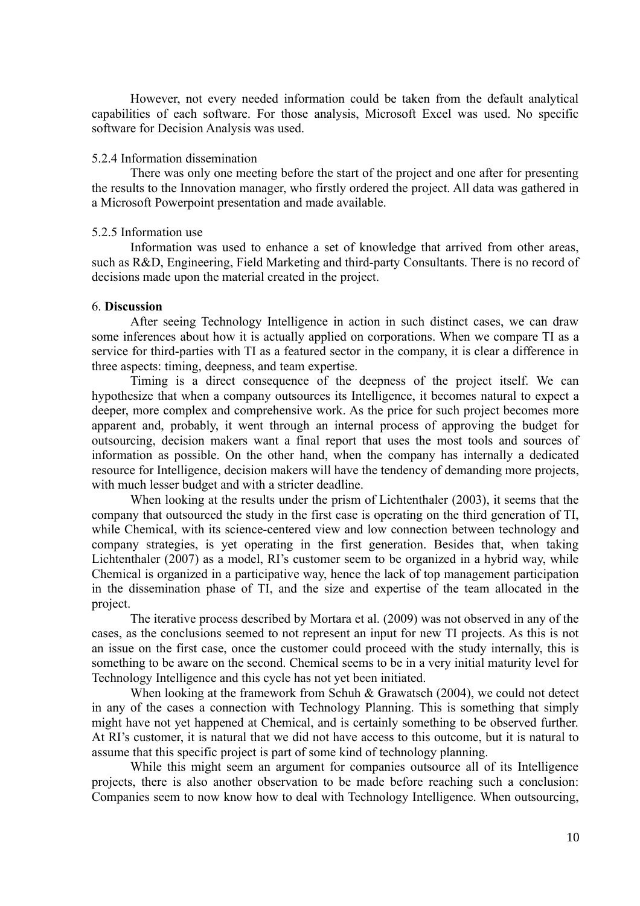However, not every needed information could be taken from the default analytical capabilities of each software. For those analysis, Microsoft Excel was used. No specific software for Decision Analysis was used.

#### 5.2.4 Information dissemination

There was only one meeting before the start of the project and one after for presenting the results to the Innovation manager, who firstly ordered the project. All data was gathered in a Microsoft Powerpoint presentation and made available.

#### 5.2.5 Information use

Information was used to enhance a set of knowledge that arrived from other areas, such as R&D, Engineering, Field Marketing and third-party Consultants. There is no record of decisions made upon the material created in the project.

## 6. **Discussion**

After seeing Technology Intelligence in action in such distinct cases, we can draw some inferences about how it is actually applied on corporations. When we compare TI as a service for third-parties with TI as a featured sector in the company, it is clear a difference in three aspects: timing, deepness, and team expertise.

Timing is a direct consequence of the deepness of the project itself. We can hypothesize that when a company outsources its Intelligence, it becomes natural to expect a deeper, more complex and comprehensive work. As the price for such project becomes more apparent and, probably, it went through an internal process of approving the budget for outsourcing, decision makers want a final report that uses the most tools and sources of information as possible. On the other hand, when the company has internally a dedicated resource for Intelligence, decision makers will have the tendency of demanding more projects, with much lesser budget and with a stricter deadline.

When looking at the results under the prism of Lichtenthaler (2003), it seems that the company that outsourced the study in the first case is operating on the third generation of TI, while Chemical, with its science-centered view and low connection between technology and company strategies, is yet operating in the first generation. Besides that, when taking Lichtenthaler (2007) as a model, RI's customer seem to be organized in a hybrid way, while Chemical is organized in a participative way, hence the lack of top management participation in the dissemination phase of TI, and the size and expertise of the team allocated in the project.

The iterative process described by Mortara et al. (2009) was not observed in any of the cases, as the conclusions seemed to not represent an input for new TI projects. As this is not an issue on the first case, once the customer could proceed with the study internally, this is something to be aware on the second. Chemical seems to be in a very initial maturity level for Technology Intelligence and this cycle has not yet been initiated.

When looking at the framework from Schuh & Grawatsch (2004), we could not detect in any of the cases a connection with Technology Planning. This is something that simply might have not yet happened at Chemical, and is certainly something to be observed further. At RI's customer, it is natural that we did not have access to this outcome, but it is natural to assume that this specific project is part of some kind of technology planning.

While this might seem an argument for companies outsource all of its Intelligence projects, there is also another observation to be made before reaching such a conclusion: Companies seem to now know how to deal with Technology Intelligence. When outsourcing,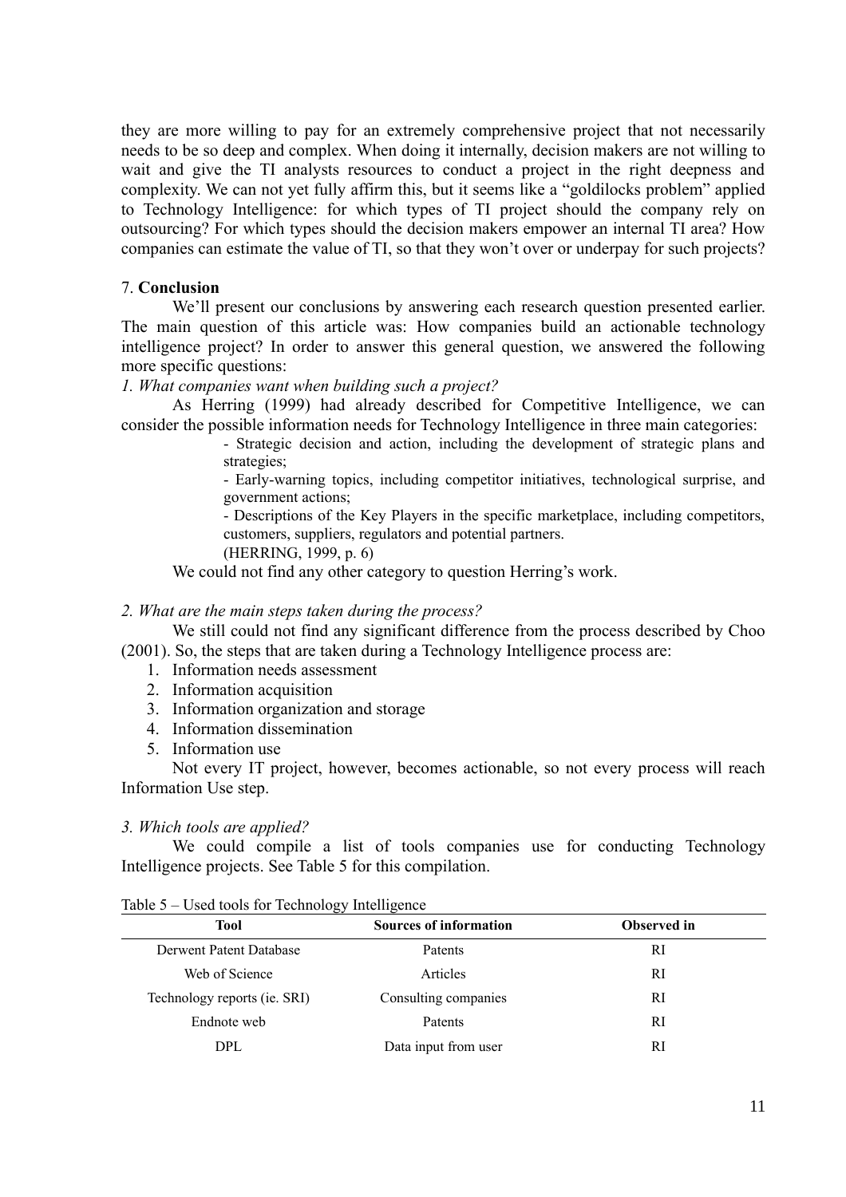they are more willing to pay for an extremely comprehensive project that not necessarily needs to be so deep and complex. When doing it internally, decision makers are not willing to wait and give the TI analysts resources to conduct a project in the right deepness and complexity. We can not yet fully affirm this, but it seems like a "goldilocks problem" applied to Technology Intelligence: for which types of TI project should the company rely on outsourcing? For which types should the decision makers empower an internal TI area? How companies can estimate the value of TI, so that they won't over or underpay for such projects?

## 7. **Conclusion**

We'll present our conclusions by answering each research question presented earlier. The main question of this article was: How companies build an actionable technology intelligence project? In order to answer this general question, we answered the following more specific questions:

*1. What companies want when building such a project?*

As Herring (1999) had already described for Competitive Intelligence, we can consider the possible information needs for Technology Intelligence in three main categories:

> - Strategic decision and action, including the development of strategic plans and strategies;
> - Early-warning topics, including competitor initiatives, technological surprise, and government actions;
> - Descriptions of the Key Players in the specific marketplace, including competitors, customers, suppliers, regulators and potential partners.
>
> (HERRING, 1999, p. 6)

We could not find any other category to question Herring's work.

*2. What are the main steps taken during the process?*

We still could not find any significant difference from the process described by Choo (2001). So, the steps that are taken during a Technology Intelligence process are:

1. Information needs assessment
2. Information acquisition
3. Information organization and storage
4. Information dissemination
5. Information use

Not every IT project, however, becomes actionable, so not every process will reach Information Use step.

*3. Which tools are applied?*

We could compile a list of tools companies use for conducting Technology Intelligence projects. See Table 5 for this compilation.

Table 5 – Used tools for Technology Intelligence

| Tool | Sources of information | Observed in |
|---|---|---|
| Derwent Patent Database | Patents | RI |
| Web of Science | Articles | RI |
| Technology reports (ie. SRI) | Consulting companies | RI |
| Endnote web | Patents | RI |
| DPL | Data input from user | RI |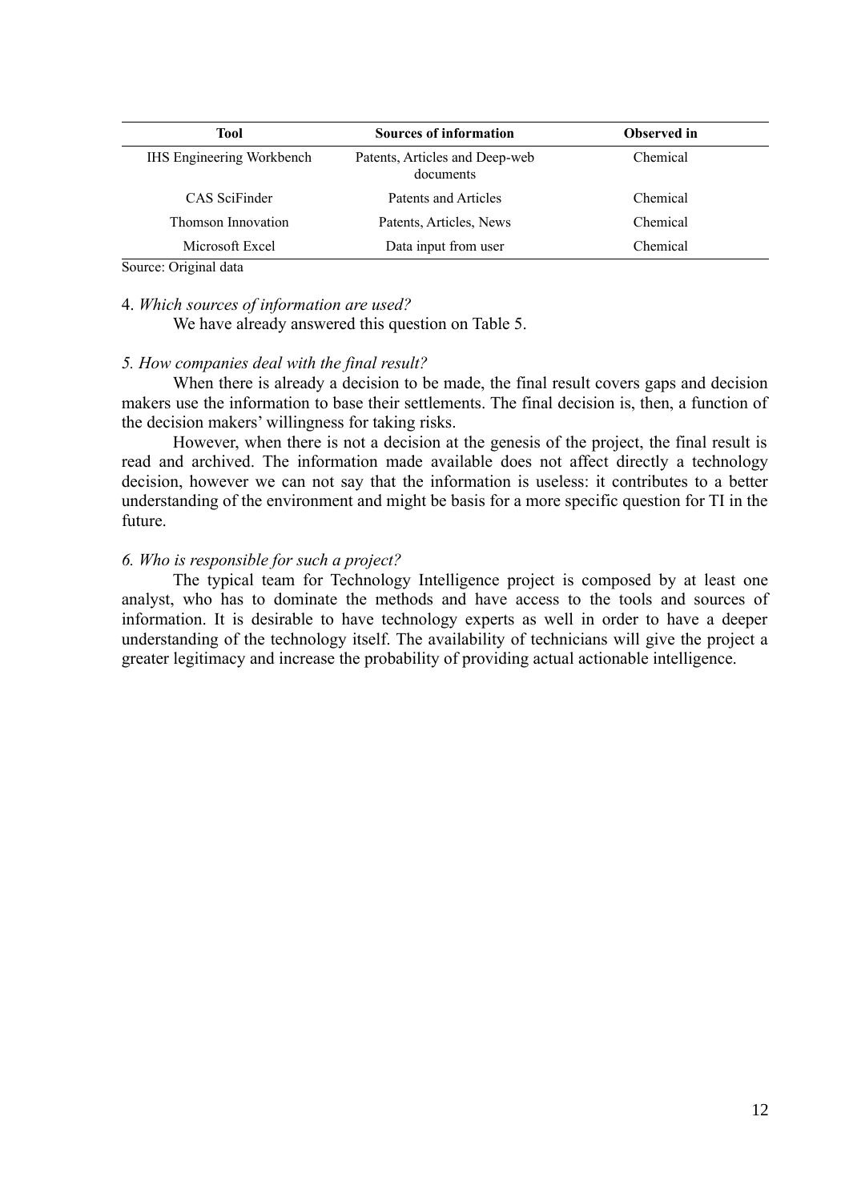| Tool | Sources of information | Observed in |
|---|---|---|
| IHS Engineering Workbench | Patents, Articles and Deep-web documents | Chemical |
| CAS SciFinder | Patents and Articles | Chemical |
| Thomson Innovation | Patents, Articles, News | Chemical |
| Microsoft Excel | Data input from user | Chemical |

Source: Original data

4. *Which sources of information are used?*

We have already answered this question on Table 5.

*5. How companies deal with the final result?*

When there is already a decision to be made, the final result covers gaps and decision makers use the information to base their settlements. The final decision is, then, a function of the decision makers' willingness for taking risks.

However, when there is not a decision at the genesis of the project, the final result is read and archived. The information made available does not affect directly a technology decision, however we can not say that the information is useless: it contributes to a better understanding of the environment and might be basis for a more specific question for TI in the future.

*6. Who is responsible for such a project?*

The typical team for Technology Intelligence project is composed by at least one analyst, who has to dominate the methods and have access to the tools and sources of information. It is desirable to have technology experts as well in order to have a deeper understanding of the technology itself. The availability of technicians will give the project a greater legitimacy and increase the probability of providing actual actionable intelligence.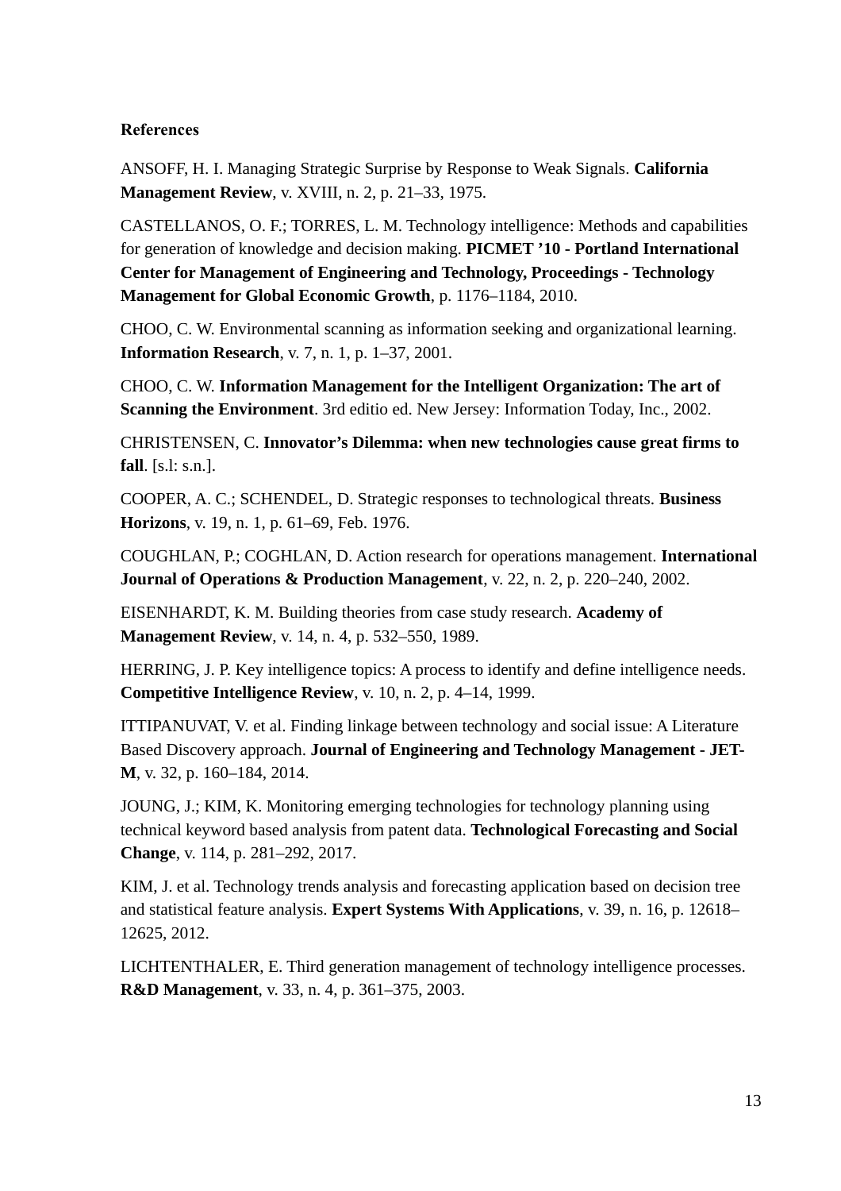**References**

ANSOFF, H. I. Managing Strategic Surprise by Response to Weak Signals. **California Management Review**, v. XVIII, n. 2, p. 21–33, 1975.

CASTELLANOS, O. F.; TORRES, L. M. Technology intelligence: Methods and capabilities for generation of knowledge and decision making. **PICMET '10 - Portland International Center for Management of Engineering and Technology, Proceedings - Technology Management for Global Economic Growth**, p. 1176–1184, 2010.

CHOO, C. W. Environmental scanning as information seeking and organizational learning. **Information Research**, v. 7, n. 1, p. 1–37, 2001.

CHOO, C. W. **Information Management for the Intelligent Organization: The art of Scanning the Environment**. 3rd editio ed. New Jersey: Information Today, Inc., 2002.

CHRISTENSEN, C. **Innovator's Dilemma: when new technologies cause great firms to fall**. [s.l: s.n.].

COOPER, A. C.; SCHENDEL, D. Strategic responses to technological threats. **Business Horizons**, v. 19, n. 1, p. 61–69, Feb. 1976.

COUGHLAN, P.; COGHLAN, D. Action research for operations management. **International Journal of Operations & Production Management**, v. 22, n. 2, p. 220–240, 2002.

EISENHARDT, K. M. Building theories from case study research. **Academy of Management Review**, v. 14, n. 4, p. 532–550, 1989.

HERRING, J. P. Key intelligence topics: A process to identify and define intelligence needs. **Competitive Intelligence Review**, v. 10, n. 2, p. 4–14, 1999.

ITTIPANUVAT, V. et al. Finding linkage between technology and social issue: A Literature Based Discovery approach. **Journal of Engineering and Technology Management - JET-M**, v. 32, p. 160–184, 2014.

JOUNG, J.; KIM, K. Monitoring emerging technologies for technology planning using technical keyword based analysis from patent data. **Technological Forecasting and Social Change**, v. 114, p. 281–292, 2017.

KIM, J. et al. Technology trends analysis and forecasting application based on decision tree and statistical feature analysis. **Expert Systems With Applications**, v. 39, n. 16, p. 12618–12625, 2012.

LICHTENTHALER, E. Third generation management of technology intelligence processes. **R&D Management**, v. 33, n. 4, p. 361–375, 2003.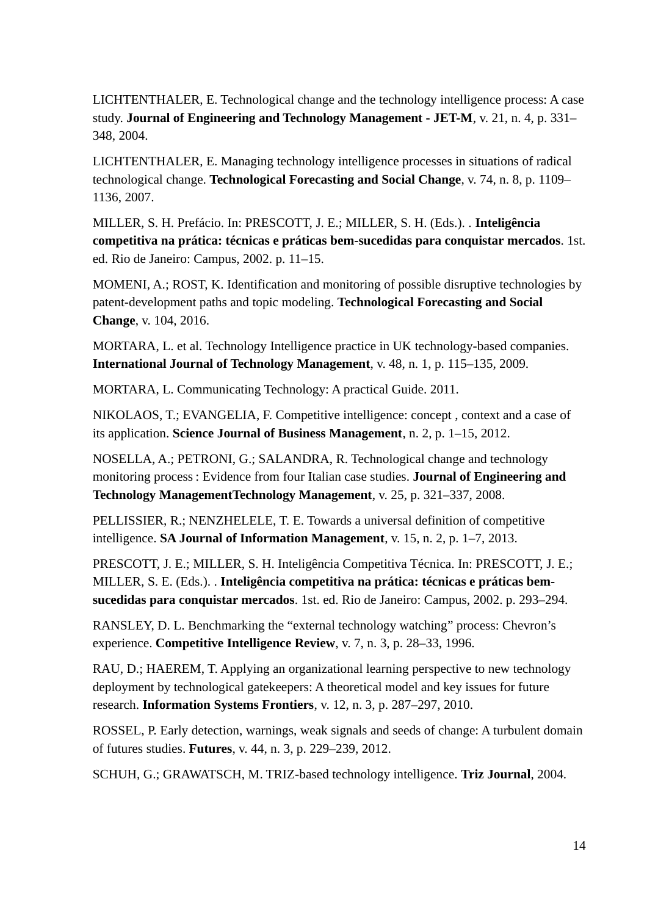LICHTENTHALER, E. Technological change and the technology intelligence process: A case study. **Journal of Engineering and Technology Management - JET-M**, v. 21, n. 4, p. 331–348, 2004.

LICHTENTHALER, E. Managing technology intelligence processes in situations of radical technological change. **Technological Forecasting and Social Change**, v. 74, n. 8, p. 1109–1136, 2007.

MILLER, S. H. Prefácio. In: PRESCOTT, J. E.; MILLER, S. H. (Eds.). . **Inteligência competitiva na prática: técnicas e práticas bem-sucedidas para conquistar mercados**. 1st. ed. Rio de Janeiro: Campus, 2002. p. 11–15.

MOMENI, A.; ROST, K. Identification and monitoring of possible disruptive technologies by patent-development paths and topic modeling. **Technological Forecasting and Social Change**, v. 104, 2016.

MORTARA, L. et al. Technology Intelligence practice in UK technology-based companies. **International Journal of Technology Management**, v. 48, n. 1, p. 115–135, 2009.

MORTARA, L. Communicating Technology: A practical Guide. 2011.

NIKOLAOS, T.; EVANGELIA, F. Competitive intelligence: concept , context and a case of its application. **Science Journal of Business Management**, n. 2, p. 1–15, 2012.

NOSELLA, A.; PETRONI, G.; SALANDRA, R. Technological change and technology monitoring process : Evidence from four Italian case studies. **Journal of Engineering and Technology ManagementTechnology Management**, v. 25, p. 321–337, 2008.

PELLISSIER, R.; NENZHELELE, T. E. Towards a universal definition of competitive intelligence. **SA Journal of Information Management**, v. 15, n. 2, p. 1–7, 2013.

PRESCOTT, J. E.; MILLER, S. H. Inteligência Competitiva Técnica. In: PRESCOTT, J. E.; MILLER, S. E. (Eds.). . **Inteligência competitiva na prática: técnicas e práticas bem-sucedidas para conquistar mercados**. 1st. ed. Rio de Janeiro: Campus, 2002. p. 293–294.

RANSLEY, D. L. Benchmarking the "external technology watching" process: Chevron's experience. **Competitive Intelligence Review**, v. 7, n. 3, p. 28–33, 1996.

RAU, D.; HAEREM, T. Applying an organizational learning perspective to new technology deployment by technological gatekeepers: A theoretical model and key issues for future research. **Information Systems Frontiers**, v. 12, n. 3, p. 287–297, 2010.

ROSSEL, P. Early detection, warnings, weak signals and seeds of change: A turbulent domain of futures studies. **Futures**, v. 44, n. 3, p. 229–239, 2012.

SCHUH, G.; GRAWATSCH, M. TRIZ-based technology intelligence. **Triz Journal**, 2004.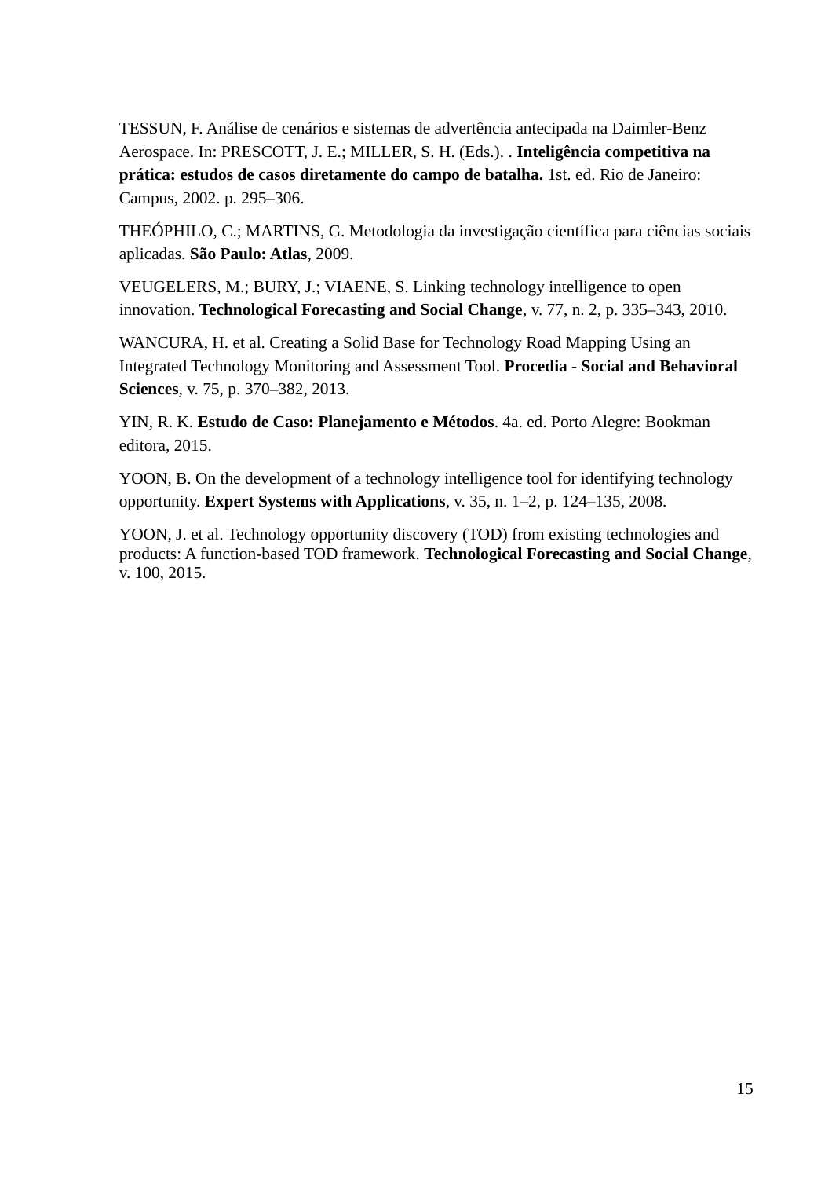TESSUN, F. Análise de cenários e sistemas de advertência antecipada na Daimler-Benz Aerospace. In: PRESCOTT, J. E.; MILLER, S. H. (Eds.). . **Inteligência competitiva na prática: estudos de casos diretamente do campo de batalha.** 1st. ed. Rio de Janeiro: Campus, 2002. p. 295–306.

THEÓPHILO, C.; MARTINS, G. Metodologia da investigação científica para ciências sociais aplicadas. **São Paulo: Atlas**, 2009.

VEUGELERS, M.; BURY, J.; VIAENE, S. Linking technology intelligence to open innovation. **Technological Forecasting and Social Change**, v. 77, n. 2, p. 335–343, 2010.

WANCURA, H. et al. Creating a Solid Base for Technology Road Mapping Using an Integrated Technology Monitoring and Assessment Tool. **Procedia - Social and Behavioral Sciences**, v. 75, p. 370–382, 2013.

YIN, R. K. **Estudo de Caso: Planejamento e Métodos**. 4a. ed. Porto Alegre: Bookman editora, 2015.

YOON, B. On the development of a technology intelligence tool for identifying technology opportunity. **Expert Systems with Applications**, v. 35, n. 1–2, p. 124–135, 2008.

YOON, J. et al. Technology opportunity discovery (TOD) from existing technologies and products: A function-based TOD framework. **Technological Forecasting and Social Change**, v. 100, 2015.